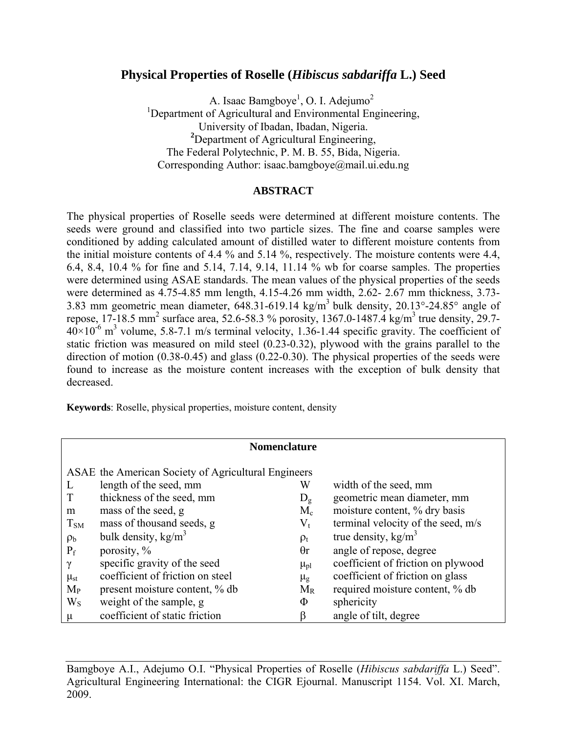# Physical Properties of Roselle (*Hibiscus sabdariffa* L.) Seed

A. Isaac Bamgboye[1], O. I. Adejumo[2]

[1]Department of Agricultural and Environmental Engineering, University of Ibadan, Ibadan, Nigeria.

[2]Department of Agricultural Engineering, The Federal Polytechnic, P. M. B. 55, Bida, Nigeria.

Corresponding Author: isaac.bamgboye@mail.ui.edu.ng

## ABSTRACT

The physical properties of Roselle seeds were determined at different moisture contents. The seeds were ground and classified into two particle sizes. The fine and coarse samples were conditioned by adding calculated amount of distilled water to different moisture contents from the initial moisture contents of 4.4 % and 5.14 %, respectively. The moisture contents were 4.4, 6.4, 8.4, 10.4 % for fine and 5.14, 7.14, 9.14, 11.14 % wb for coarse samples. The properties were determined using ASAE standards. The mean values of the physical properties of the seeds were determined as 4.75-4.85 mm length, 4.15-4.26 mm width, 2.62- 2.67 mm thickness, 3.73-3.83 mm geometric mean diameter, 648.31-619.14 kg/m$^3$ bulk density, 20.13°-24.85° angle of repose, 17-18.5 mm$^2$ surface area, 52.6-58.3 % porosity, 1367.0-1487.4 kg/m$^3$ true density, 29.7-40×10$^{-6}$ m$^3$ volume, 5.8-7.1 m/s terminal velocity, 1.36-1.44 specific gravity. The coefficient of static friction was measured on mild steel (0.23-0.32), plywood with the grains parallel to the direction of motion (0.38-0.45) and glass (0.22-0.30). The physical properties of the seeds were found to increase as the moisture content increases with the exception of bulk density that decreased.

**Keywords**: Roselle, physical properties, moisture content, density

| **Nomenclature** | | | |
|---|---|---|---|
| ASAE | the American Society of Agricultural Engineers | | |
| $L$ | length of the seed, mm | $W$ | width of the seed, mm |
| $T$ | thickness of the seed, mm | $D_g$ | geometric mean diameter, mm |
| $m$ | mass of the seed, g | $M_c$ | moisture content, % dry basis |
| $T_{SM}$ | mass of thousand seeds, g | $V_t$ | terminal velocity of the seed, m/s |
| $\rho_b$ | bulk density, kg/m$^3$ | $\rho_t$ | true density, kg/m$^3$ |
| $P_f$ | porosity, % | $\theta r$ | angle of repose, degree |
| $\gamma$ | specific gravity of the seed | $\mu_{pl}$ | coefficient of friction on plywood |
| $\mu_{st}$ | coefficient of friction on steel | $\mu_g$ | coefficient of friction on glass |
| $M_P$ | present moisture content, % db | $M_R$ | required moisture content, % db |
| $W_S$ | weight of the sample, g | $\Phi$ | sphericity |
| $\mu$ | coefficient of static friction | $\beta$ | angle of tilt, degree |

Bamgboye A.I., Adejumo O.I. "Physical Properties of Roselle (*Hibiscus sabdariffa* L.) Seed". Agricultural Engineering International: the CIGR Ejournal. Manuscript 1154. Vol. XI. March, 2009.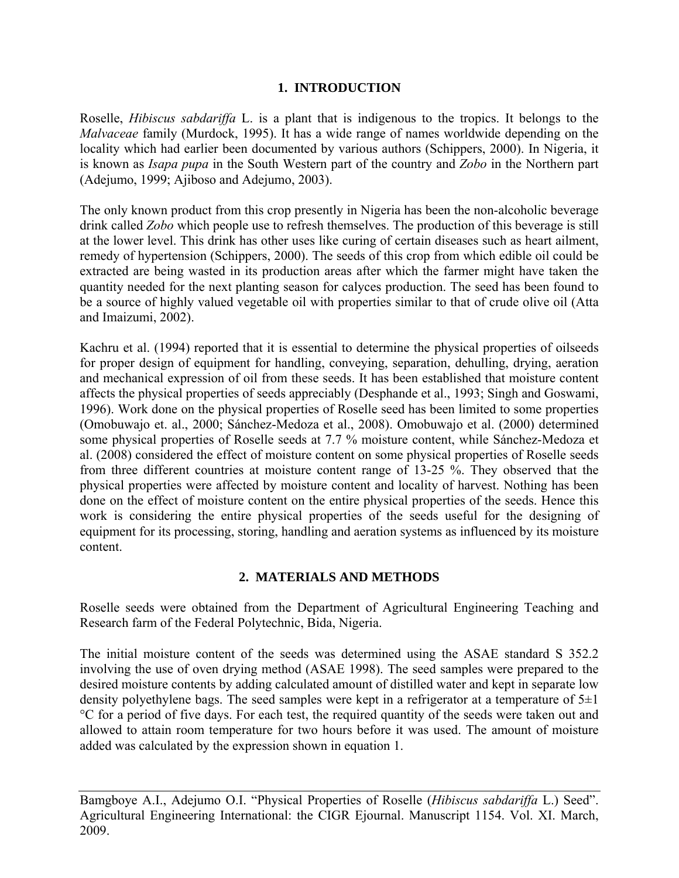## 1. INTRODUCTION

Roselle, *Hibiscus sabdariffa* L. is a plant that is indigenous to the tropics. It belongs to the *Malvaceae* family (Murdock, 1995). It has a wide range of names worldwide depending on the locality which had earlier been documented by various authors (Schippers, 2000). In Nigeria, it is known as *Isapa pupa* in the South Western part of the country and *Zobo* in the Northern part (Adejumo, 1999; Ajiboso and Adejumo, 2003).

The only known product from this crop presently in Nigeria has been the non-alcoholic beverage drink called *Zobo* which people use to refresh themselves. The production of this beverage is still at the lower level. This drink has other uses like curing of certain diseases such as heart ailment, remedy of hypertension (Schippers, 2000). The seeds of this crop from which edible oil could be extracted are being wasted in its production areas after which the farmer might have taken the quantity needed for the next planting season for calyces production. The seed has been found to be a source of highly valued vegetable oil with properties similar to that of crude olive oil (Atta and Imaizumi, 2002).

Kachru et al. (1994) reported that it is essential to determine the physical properties of oilseeds for proper design of equipment for handling, conveying, separation, dehulling, drying, aeration and mechanical expression of oil from these seeds. It has been established that moisture content affects the physical properties of seeds appreciably (Desphande et al., 1993; Singh and Goswami, 1996). Work done on the physical properties of Roselle seed has been limited to some properties (Omobuwajo et. al., 2000; Sánchez-Medoza et al., 2008). Omobuwajo et al. (2000) determined some physical properties of Roselle seeds at 7.7 % moisture content, while Sánchez-Medoza et al. (2008) considered the effect of moisture content on some physical properties of Roselle seeds from three different countries at moisture content range of 13-25 %. They observed that the physical properties were affected by moisture content and locality of harvest. Nothing has been done on the effect of moisture content on the entire physical properties of the seeds. Hence this work is considering the entire physical properties of the seeds useful for the designing of equipment for its processing, storing, handling and aeration systems as influenced by its moisture content.

## 2. MATERIALS AND METHODS

Roselle seeds were obtained from the Department of Agricultural Engineering Teaching and Research farm of the Federal Polytechnic, Bida, Nigeria.

The initial moisture content of the seeds was determined using the ASAE standard S 352.2 involving the use of oven drying method (ASAE 1998). The seed samples were prepared to the desired moisture contents by adding calculated amount of distilled water and kept in separate low density polyethylene bags. The seed samples were kept in a refrigerator at a temperature of 5±1 °C for a period of five days. For each test, the required quantity of the seeds were taken out and allowed to attain room temperature for two hours before it was used. The amount of moisture added was calculated by the expression shown in equation 1.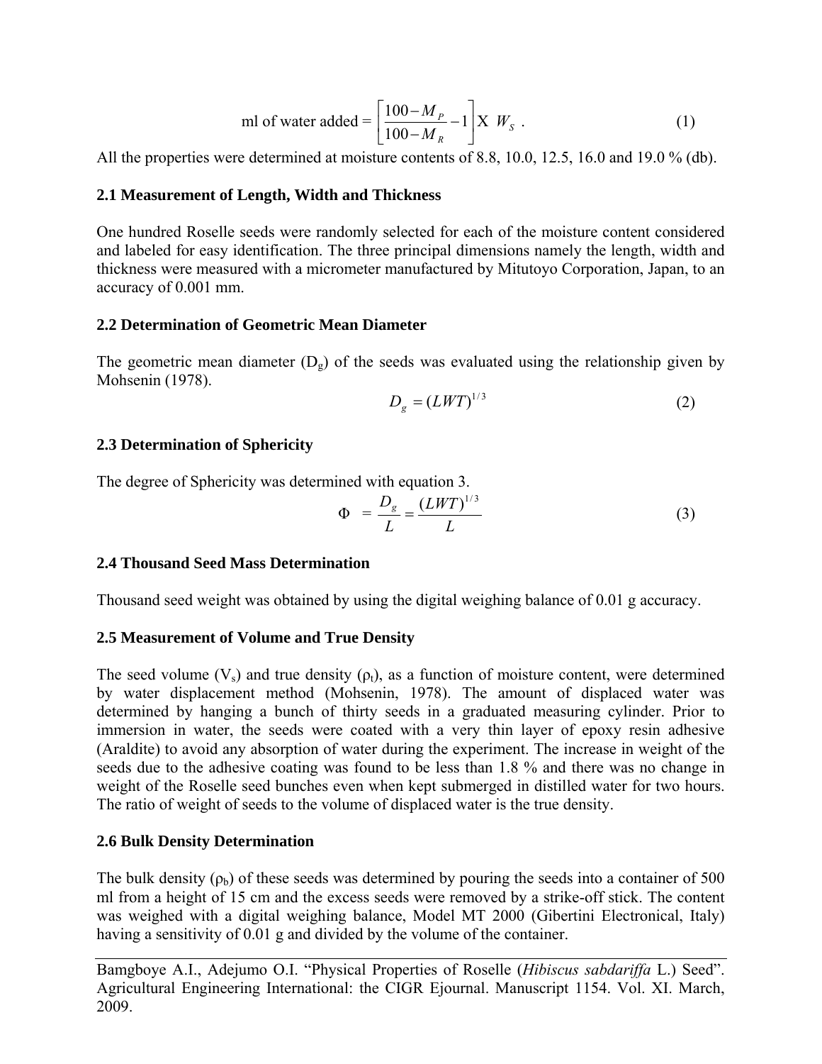$$\text{ml of water added} = \left[\frac{100 - M_P}{100 - M_R} - 1\right] \text{X } W_S \ . \tag{1}$$

All the properties were determined at moisture contents of 8.8, 10.0, 12.5, 16.0 and 19.0 % (db).

### 2.1 Measurement of Length, Width and Thickness

One hundred Roselle seeds were randomly selected for each of the moisture content considered and labeled for easy identification. The three principal dimensions namely the length, width and thickness were measured with a micrometer manufactured by Mitutoyo Corporation, Japan, to an accuracy of 0.001 mm.

### 2.2 Determination of Geometric Mean Diameter

The geometric mean diameter ($D_g$) of the seeds was evaluated using the relationship given by Mohsenin (1978).

$$D_g = (LWT)^{1/3} \tag{2}$$

### 2.3 Determination of Sphericity

The degree of Sphericity was determined with equation 3.

$$\Phi = \frac{D_g}{L} = \frac{(LWT)^{1/3}}{L} \tag{3}$$

### 2.4 Thousand Seed Mass Determination

Thousand seed weight was obtained by using the digital weighing balance of 0.01 g accuracy.

### 2.5 Measurement of Volume and True Density

The seed volume ($V_s$) and true density ($\rho_t$), as a function of moisture content, were determined by water displacement method (Mohsenin, 1978). The amount of displaced water was determined by hanging a bunch of thirty seeds in a graduated measuring cylinder. Prior to immersion in water, the seeds were coated with a very thin layer of epoxy resin adhesive (Araldite) to avoid any absorption of water during the experiment. The increase in weight of the seeds due to the adhesive coating was found to be less than 1.8 % and there was no change in weight of the Roselle seed bunches even when kept submerged in distilled water for two hours. The ratio of weight of seeds to the volume of displaced water is the true density.

### 2.6 Bulk Density Determination

The bulk density ($\rho_b$) of these seeds was determined by pouring the seeds into a container of 500 ml from a height of 15 cm and the excess seeds were removed by a strike-off stick. The content was weighed with a digital weighing balance, Model MT 2000 (Gibertini Electronical, Italy) having a sensitivity of 0.01 g and divided by the volume of the container.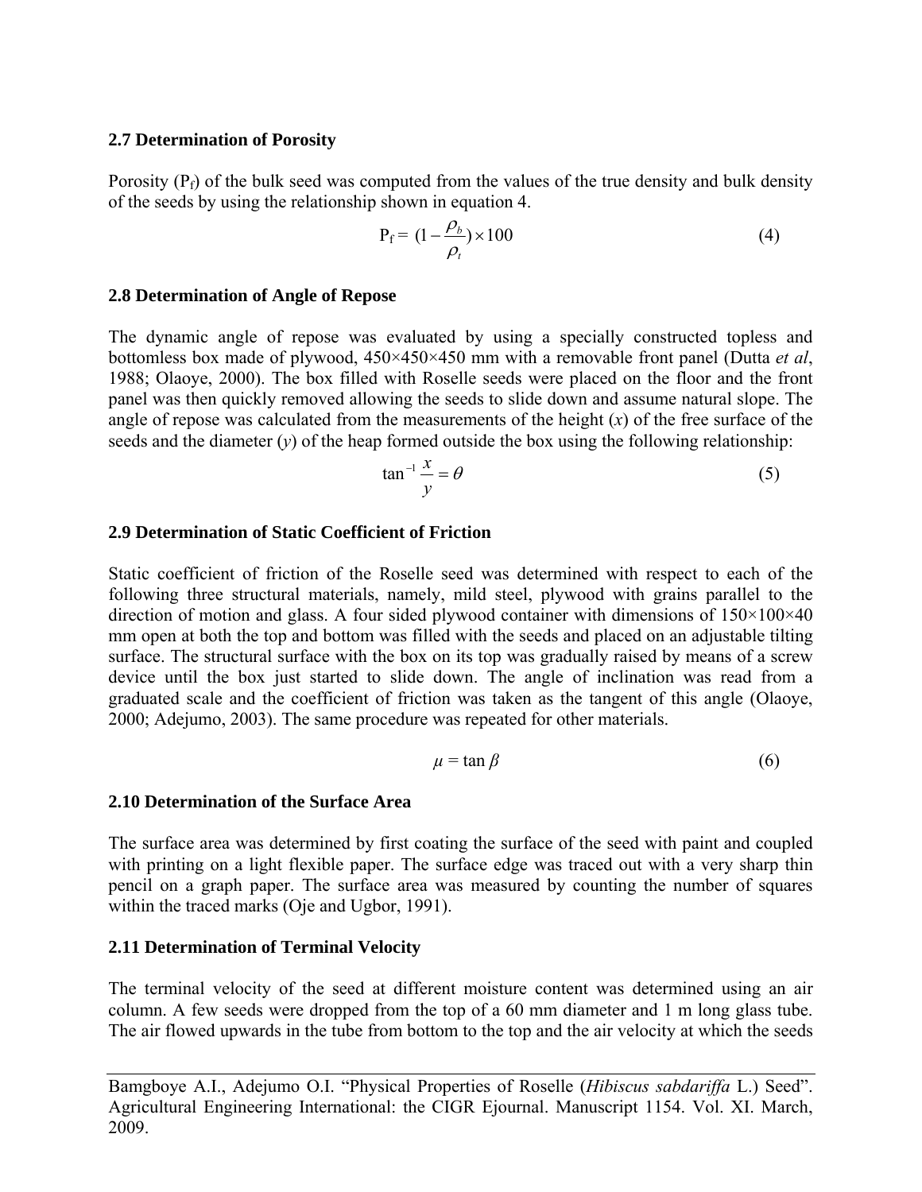### 2.7 Determination of Porosity

Porosity ($P_f$) of the bulk seed was computed from the values of the true density and bulk density of the seeds by using the relationship shown in equation 4.

$$P_f = (1 - \frac{\rho_b}{\rho_t}) \times 100 \tag{4}$$

### 2.8 Determination of Angle of Repose

The dynamic angle of repose was evaluated by using a specially constructed topless and bottomless box made of plywood, 450×450×450 mm with a removable front panel (Dutta *et al*, 1988; Olaoye, 2000). The box filled with Roselle seeds were placed on the floor and the front panel was then quickly removed allowing the seeds to slide down and assume natural slope. The angle of repose was calculated from the measurements of the height ($x$) of the free surface of the seeds and the diameter ($y$) of the heap formed outside the box using the following relationship:

$$\tan^{-1} \frac{x}{y} = \theta \tag{5}$$

### 2.9 Determination of Static Coefficient of Friction

Static coefficient of friction of the Roselle seed was determined with respect to each of the following three structural materials, namely, mild steel, plywood with grains parallel to the direction of motion and glass. A four sided plywood container with dimensions of 150×100×40 mm open at both the top and bottom was filled with the seeds and placed on an adjustable tilting surface. The structural surface with the box on its top was gradually raised by means of a screw device until the box just started to slide down. The angle of inclination was read from a graduated scale and the coefficient of friction was taken as the tangent of this angle (Olaoye, 2000; Adejumo, 2003). The same procedure was repeated for other materials.

$$\mu = \tan \beta \tag{6}$$

### 2.10 Determination of the Surface Area

The surface area was determined by first coating the surface of the seed with paint and coupled with printing on a light flexible paper. The surface edge was traced out with a very sharp thin pencil on a graph paper. The surface area was measured by counting the number of squares within the traced marks (Oje and Ugbor, 1991).

### 2.11 Determination of Terminal Velocity

The terminal velocity of the seed at different moisture content was determined using an air column. A few seeds were dropped from the top of a 60 mm diameter and 1 m long glass tube. The air flowed upwards in the tube from bottom to the top and the air velocity at which the seeds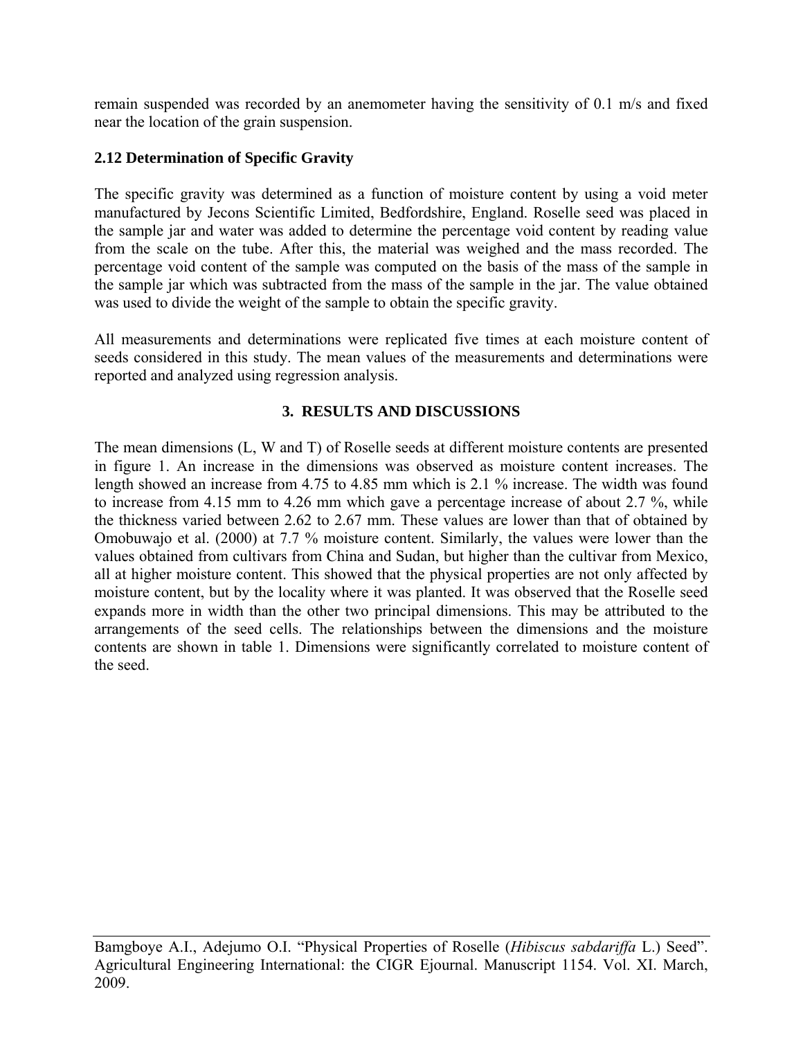remain suspended was recorded by an anemometer having the sensitivity of 0.1 m/s and fixed near the location of the grain suspension.

### 2.12 Determination of Specific Gravity

The specific gravity was determined as a function of moisture content by using a void meter manufactured by Jecons Scientific Limited, Bedfordshire, England. Roselle seed was placed in the sample jar and water was added to determine the percentage void content by reading value from the scale on the tube. After this, the material was weighed and the mass recorded. The percentage void content of the sample was computed on the basis of the mass of the sample in the sample jar which was subtracted from the mass of the sample in the jar. The value obtained was used to divide the weight of the sample to obtain the specific gravity.

All measurements and determinations were replicated five times at each moisture content of seeds considered in this study. The mean values of the measurements and determinations were reported and analyzed using regression analysis.

## 3. RESULTS AND DISCUSSIONS

The mean dimensions (L, W and T) of Roselle seeds at different moisture contents are presented in figure 1. An increase in the dimensions was observed as moisture content increases. The length showed an increase from 4.75 to 4.85 mm which is 2.1 % increase. The width was found to increase from 4.15 mm to 4.26 mm which gave a percentage increase of about 2.7 %, while the thickness varied between 2.62 to 2.67 mm. These values are lower than that of obtained by Omobuwajo et al. (2000) at 7.7 % moisture content. Similarly, the values were lower than the values obtained from cultivars from China and Sudan, but higher than the cultivar from Mexico, all at higher moisture content. This showed that the physical properties are not only affected by moisture content, but by the locality where it was planted. It was observed that the Roselle seed expands more in width than the other two principal dimensions. This may be attributed to the arrangements of the seed cells. The relationships between the dimensions and the moisture contents are shown in table 1. Dimensions were significantly correlated to moisture content of the seed.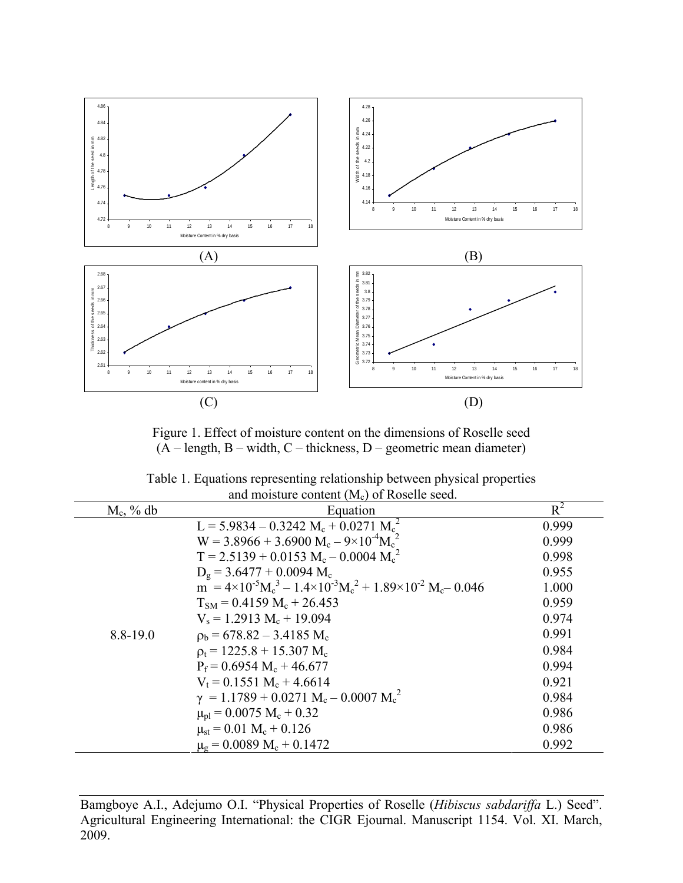(A) (B)

(C) (D)

Figure 1. Effect of moisture content on the dimensions of Roselle seed (A – length, B – width, C – thickness, D – geometric mean diameter)

Table 1. Equations representing relationship between physical properties and moisture content ($M_c$) of Roselle seed.

| $M_c$, % db | Equation | $R^2$ |
|---|---|---|
| 8.8-19.0 | $L = 5.9834 – 0.3242\ M_c + 0.0271\ M_c^2$ | 0.999 |
| | $W = 3.8966 + 3.6900\ M_c – 9\times10^{-4}M_c^2$ | 0.999 |
| | $T = 2.5139 + 0.0153\ M_c – 0.0004\ M_c^2$ | 0.998 |
| | $D_g = 3.6477 + 0.0094\ M_c$ | 0.955 |
| | $m = 4\times10^{-5}M_c^3 – 1.4\times10^{-3}M_c^2 + 1.89\times10^{-2}\ M_c – 0.046$ | 1.000 |
| | $T_{SM} = 0.4159\ M_c + 26.453$ | 0.959 |
| | $V_s = 1.2913\ M_c + 19.094$ | 0.974 |
| | $\rho_b = 678.82 – 3.4185\ M_c$ | 0.991 |
| | $\rho_t = 1225.8 + 15.307\ M_c$ | 0.984 |
| | $P_f = 0.6954\ M_c + 46.677$ | 0.994 |
| | $V_t = 0.1551\ M_c + 4.6614$ | 0.921 |
| | $\gamma = 1.1789 + 0.0271\ M_c – 0.0007\ M_c^2$ | 0.984 |
| | $\mu_{pl} = 0.0075\ M_c + 0.32$ | 0.986 |
| | $\mu_{st} = 0.01\ M_c + 0.126$ | 0.986 |
| | $\mu_g = 0.0089\ M_c + 0.1472$ | 0.992 |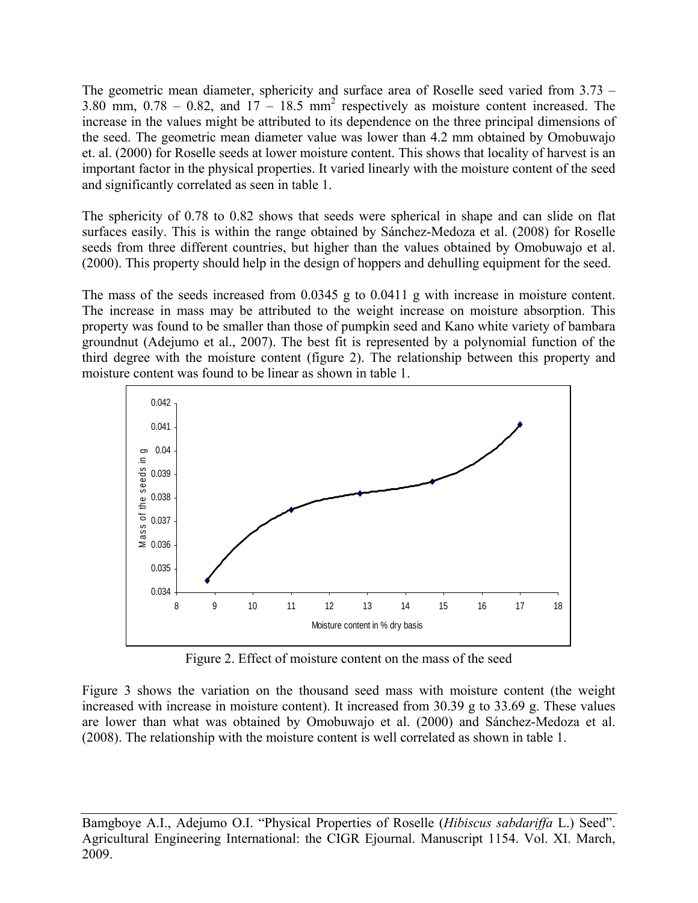The geometric mean diameter, sphericity and surface area of Roselle seed varied from 3.73 – 3.80 mm, 0.78 – 0.82, and 17 – 18.5 $mm^2$ respectively as moisture content increased. The increase in the values might be attributed to its dependence on the three principal dimensions of the seed. The geometric mean diameter value was lower than 4.2 mm obtained by Omobuwajo et. al. (2000) for Roselle seeds at lower moisture content. This shows that locality of harvest is an important factor in the physical properties. It varied linearly with the moisture content of the seed and significantly correlated as seen in table 1.

The sphericity of 0.78 to 0.82 shows that seeds were spherical in shape and can slide on flat surfaces easily. This is within the range obtained by Sánchez-Medoza et al. (2008) for Roselle seeds from three different countries, but higher than the values obtained by Omobuwajo et al. (2000). This property should help in the design of hoppers and dehulling equipment for the seed.

The mass of the seeds increased from 0.0345 g to 0.0411 g with increase in moisture content. The increase in mass may be attributed to the weight increase on moisture absorption. This property was found to be smaller than those of pumpkin seed and Kano white variety of bambara groundnut (Adejumo et al., 2007). The best fit is represented by a polynomial function of the third degree with the moisture content (figure 2). The relationship between this property and moisture content was found to be linear as shown in table 1.

Figure 2. Effect of moisture content on the mass of the seed

Figure 3 shows the variation on the thousand seed mass with moisture content (the weight increased with increase in moisture content). It increased from 30.39 g to 33.69 g. These values are lower than what was obtained by Omobuwajo et al. (2000) and Sánchez-Medoza et al. (2008). The relationship with the moisture content is well correlated as shown in table 1.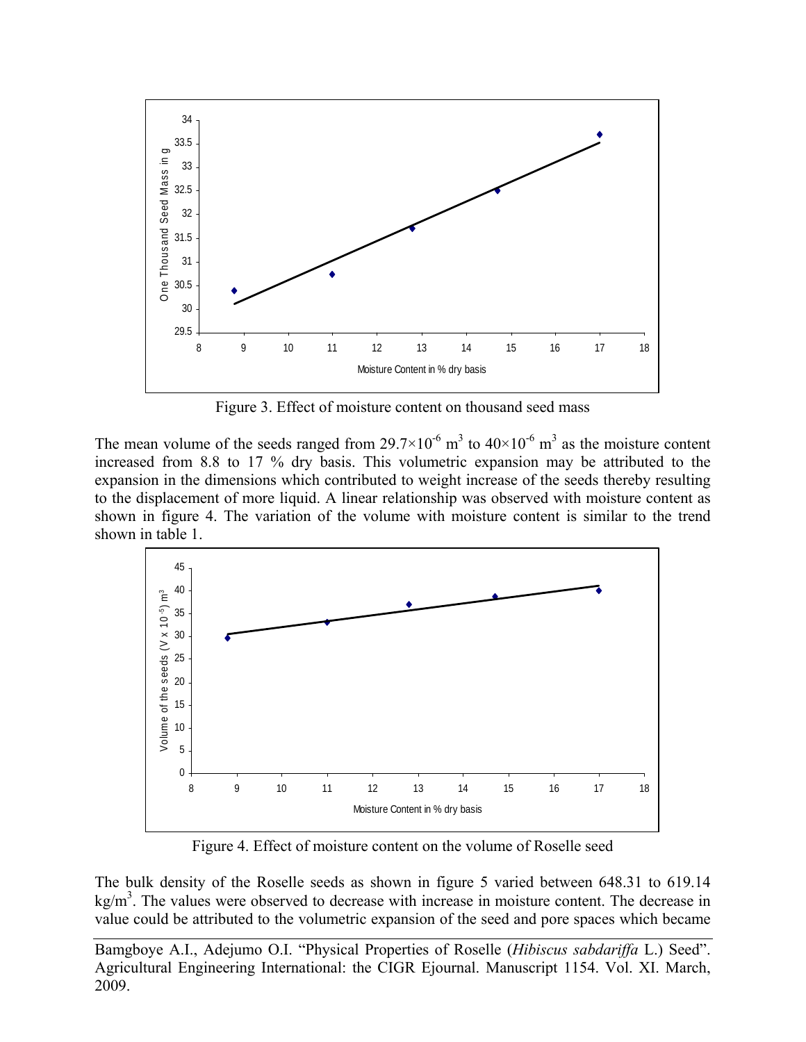Figure 3. Effect of moisture content on thousand seed mass

The mean volume of the seeds ranged from $29.7\times10^{-6}$ m$^3$ to $40\times10^{-6}$ m$^3$ as the moisture content increased from 8.8 to 17 % dry basis. This volumetric expansion may be attributed to the expansion in the dimensions which contributed to weight increase of the seeds thereby resulting to the displacement of more liquid. A linear relationship was observed with moisture content as shown in figure 4. The variation of the volume with moisture content is similar to the trend shown in table 1.

Figure 4. Effect of moisture content on the volume of Roselle seed

The bulk density of the Roselle seeds as shown in figure 5 varied between 648.31 to 619.14 kg/m$^3$. The values were observed to decrease with increase in moisture content. The decrease in value could be attributed to the volumetric expansion of the seed and pore spaces which became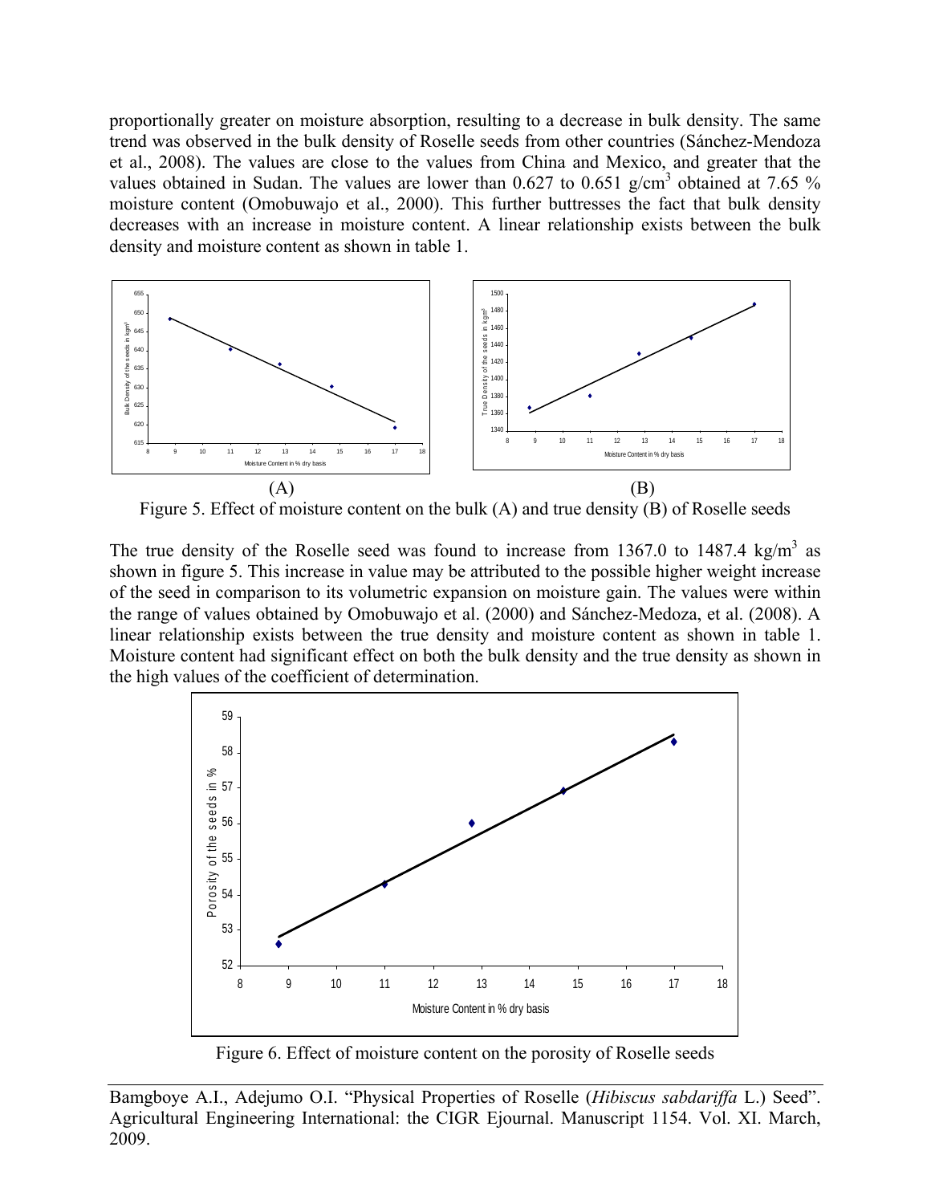proportionally greater on moisture absorption, resulting to a decrease in bulk density. The same trend was observed in the bulk density of Roselle seeds from other countries (Sánchez-Mendoza et al., 2008). The values are close to the values from China and Mexico, and greater that the values obtained in Sudan. The values are lower than 0.627 to 0.651 g/cm$^3$ obtained at 7.65 % moisture content (Omobuwajo et al., 2000). This further buttresses the fact that bulk density decreases with an increase in moisture content. A linear relationship exists between the bulk density and moisture content as shown in table 1.

(A) (B)

Figure 5. Effect of moisture content on the bulk (A) and true density (B) of Roselle seeds

The true density of the Roselle seed was found to increase from 1367.0 to 1487.4 kg/m$^3$ as shown in figure 5. This increase in value may be attributed to the possible higher weight increase of the seed in comparison to its volumetric expansion on moisture gain. The values were within the range of values obtained by Omobuwajo et al. (2000) and Sánchez-Medoza, et al. (2008). A linear relationship exists between the true density and moisture content as shown in table 1. Moisture content had significant effect on both the bulk density and the true density as shown in the high values of the coefficient of determination.

Figure 6. Effect of moisture content on the porosity of Roselle seeds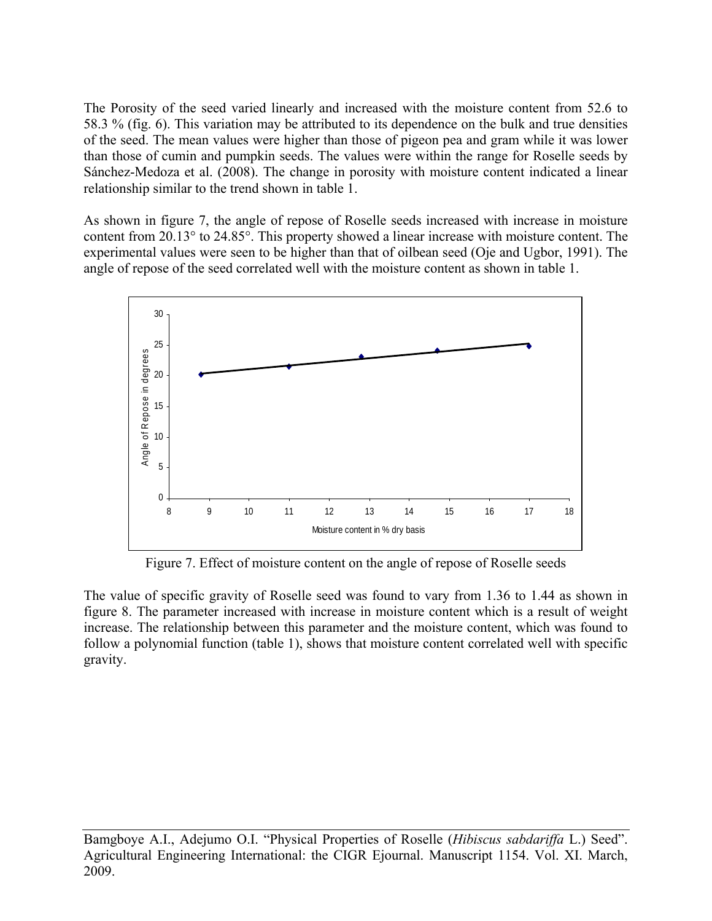The Porosity of the seed varied linearly and increased with the moisture content from 52.6 to 58.3 % (fig. 6). This variation may be attributed to its dependence on the bulk and true densities of the seed. The mean values were higher than those of pigeon pea and gram while it was lower than those of cumin and pumpkin seeds. The values were within the range for Roselle seeds by Sánchez-Medoza et al. (2008). The change in porosity with moisture content indicated a linear relationship similar to the trend shown in table 1.

As shown in figure 7, the angle of repose of Roselle seeds increased with increase in moisture content from 20.13° to 24.85°. This property showed a linear increase with moisture content. The experimental values were seen to be higher than that of oilbean seed (Oje and Ugbor, 1991). The angle of repose of the seed correlated well with the moisture content as shown in table 1.

Figure 7. Effect of moisture content on the angle of repose of Roselle seeds

The value of specific gravity of Roselle seed was found to vary from 1.36 to 1.44 as shown in figure 8. The parameter increased with increase in moisture content which is a result of weight increase. The relationship between this parameter and the moisture content, which was found to follow a polynomial function (table 1), shows that moisture content correlated well with specific gravity.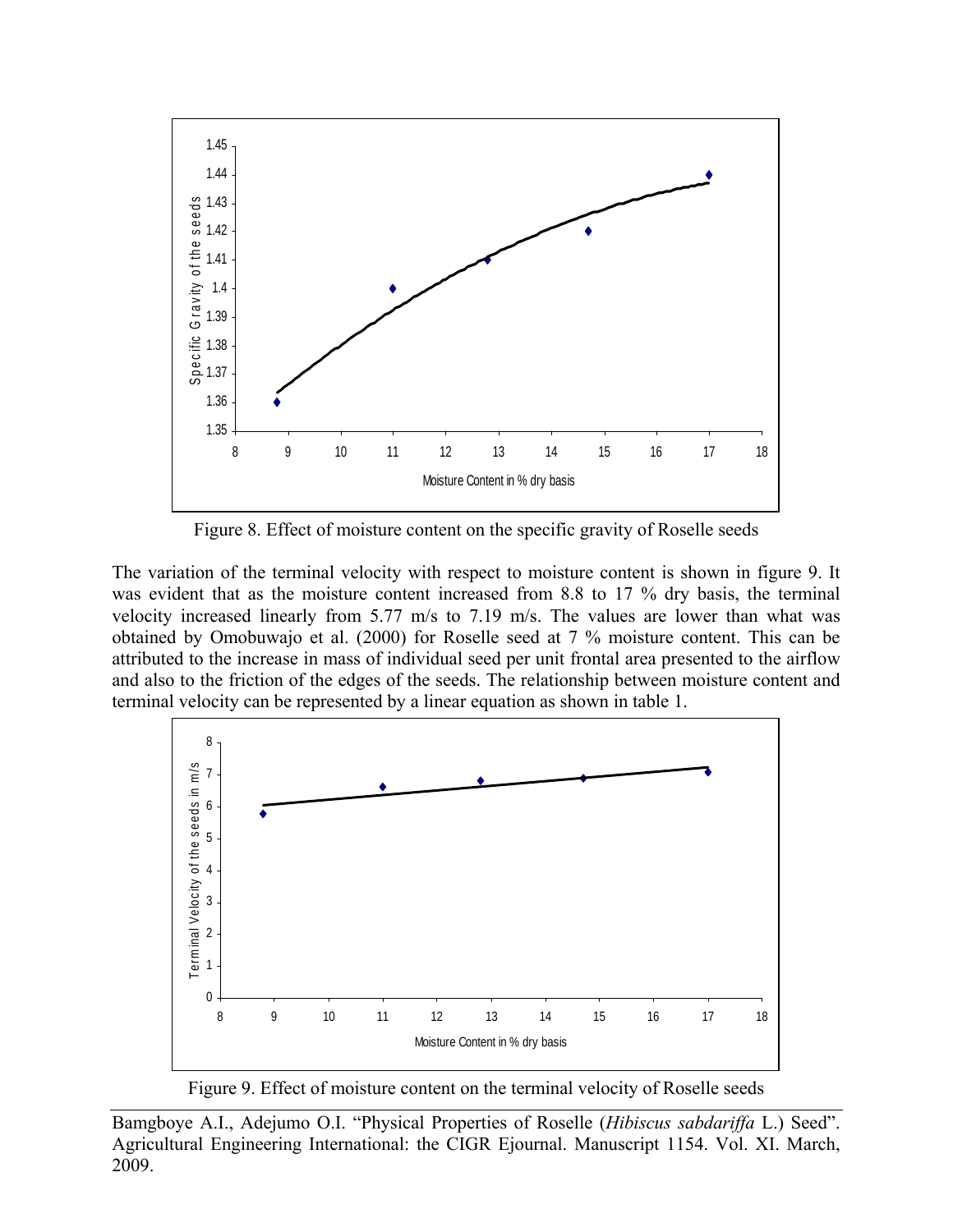Figure 8. Effect of moisture content on the specific gravity of Roselle seeds

The variation of the terminal velocity with respect to moisture content is shown in figure 9. It was evident that as the moisture content increased from 8.8 to 17 % dry basis, the terminal velocity increased linearly from 5.77 m/s to 7.19 m/s. The values are lower than what was obtained by Omobuwajo et al. (2000) for Roselle seed at 7 % moisture content. This can be attributed to the increase in mass of individual seed per unit frontal area presented to the airflow and also to the friction of the edges of the seeds. The relationship between moisture content and terminal velocity can be represented by a linear equation as shown in table 1.

Figure 9. Effect of moisture content on the terminal velocity of Roselle seeds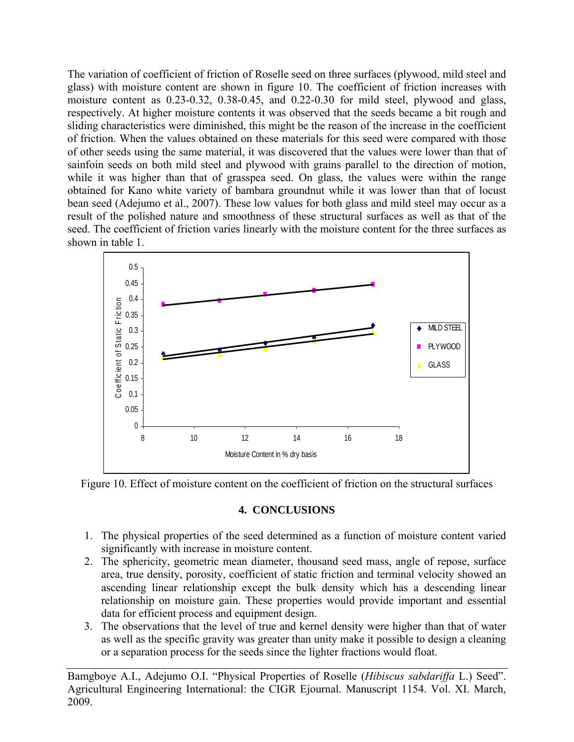The variation of coefficient of friction of Roselle seed on three surfaces (plywood, mild steel and glass) with moisture content are shown in figure 10. The coefficient of friction increases with moisture content as 0.23-0.32, 0.38-0.45, and 0.22-0.30 for mild steel, plywood and glass, respectively. At higher moisture contents it was observed that the seeds became a bit rough and sliding characteristics were diminished, this might be the reason of the increase in the coefficient of friction. When the values obtained on these materials for this seed were compared with those of other seeds using the same material, it was discovered that the values were lower than that of sainfoin seeds on both mild steel and plywood with grains parallel to the direction of motion, while it was higher than that of grasspea seed. On glass, the values were within the range obtained for Kano white variety of bambara groundnut while it was lower than that of locust bean seed (Adejumo et al., 2007). These low values for both glass and mild steel may occur as a result of the polished nature and smoothness of these structural surfaces as well as that of the seed. The coefficient of friction varies linearly with the moisture content for the three surfaces as shown in table 1.

Figure 10. Effect of moisture content on the coefficient of friction on the structural surfaces

## 4. CONCLUSIONS

1. The physical properties of the seed determined as a function of moisture content varied significantly with increase in moisture content.
2. The sphericity, geometric mean diameter, thousand seed mass, angle of repose, surface area, true density, porosity, coefficient of static friction and terminal velocity showed an ascending linear relationship except the bulk density which has a descending linear relationship on moisture gain. These properties would provide important and essential data for efficient process and equipment design.
3. The observations that the level of true and kernel density were higher than that of water as well as the specific gravity was greater than unity make it possible to design a cleaning or a separation process for the seeds since the lighter fractions would float.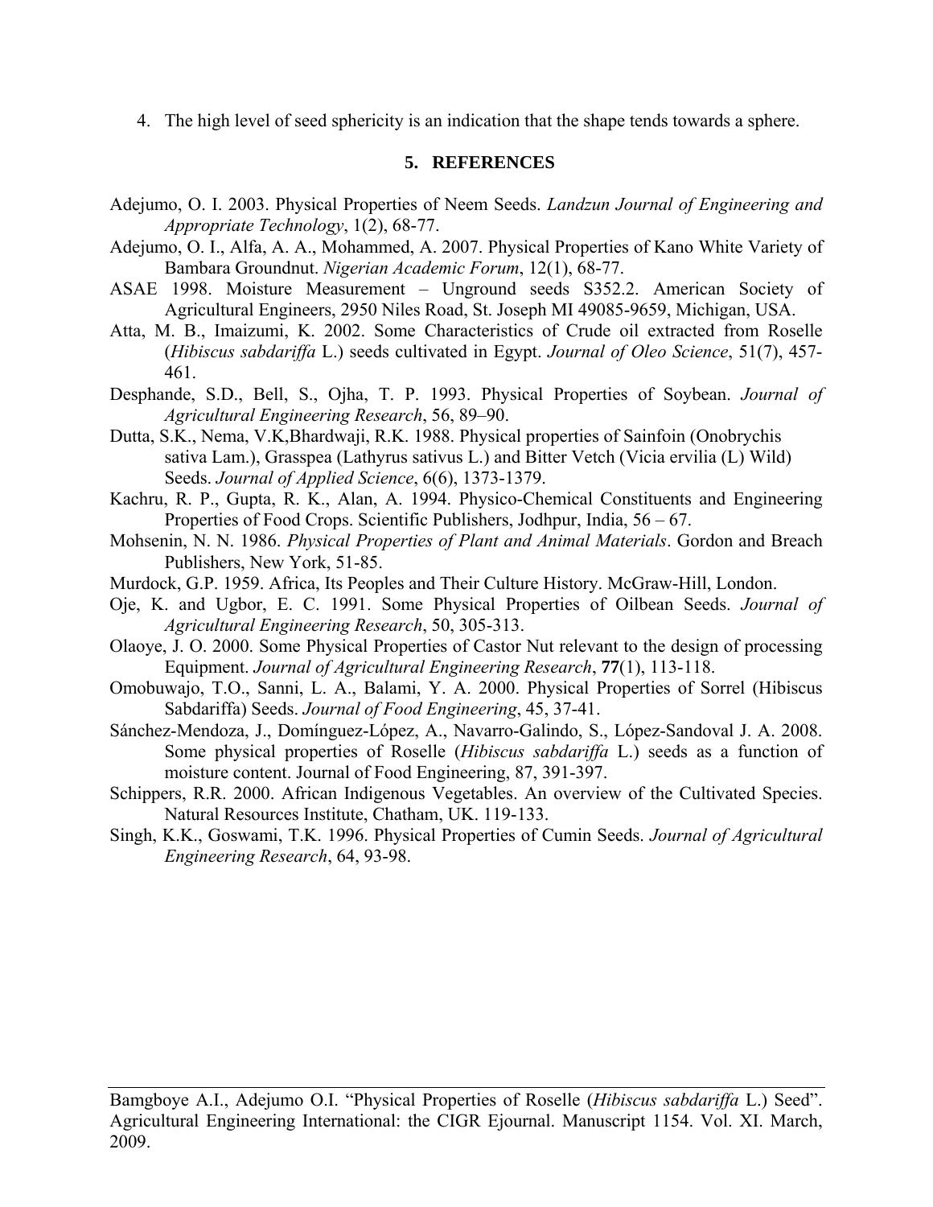4. The high level of seed sphericity is an indication that the shape tends towards a sphere.

## 5. REFERENCES

Adejumo, O. I. 2003. Physical Properties of Neem Seeds. *Landzun Journal of Engineering and Appropriate Technology*, 1(2), 68-77.

Adejumo, O. I., Alfa, A. A., Mohammed, A. 2007. Physical Properties of Kano White Variety of Bambara Groundnut. *Nigerian Academic Forum*, 12(1), 68-77.

ASAE 1998. Moisture Measurement – Unground seeds S352.2. American Society of Agricultural Engineers, 2950 Niles Road, St. Joseph MI 49085-9659, Michigan, USA.

Atta, M. B., Imaizumi, K. 2002. Some Characteristics of Crude oil extracted from Roselle (*Hibiscus sabdariffa* L.) seeds cultivated in Egypt. *Journal of Oleo Science*, 51(7), 457-461.

Desphande, S.D., Bell, S., Ojha, T. P. 1993. Physical Properties of Soybean. *Journal of Agricultural Engineering Research*, 56, 89–90.

Dutta, S.K., Nema, V.K,Bhardwaji, R.K. 1988. Physical properties of Sainfoin (Onobrychis sativa Lam.), Grasspea (Lathyrus sativus L.) and Bitter Vetch (Vicia ervilia (L) Wild) Seeds. *Journal of Applied Science*, 6(6), 1373-1379.

Kachru, R. P., Gupta, R. K., Alan, A. 1994. Physico-Chemical Constituents and Engineering Properties of Food Crops. Scientific Publishers, Jodhpur, India, 56 – 67.

Mohsenin, N. N. 1986. *Physical Properties of Plant and Animal Materials*. Gordon and Breach Publishers, New York, 51-85.

Murdock, G.P. 1959. Africa, Its Peoples and Their Culture History. McGraw-Hill, London.

Oje, K. and Ugbor, E. C. 1991. Some Physical Properties of Oilbean Seeds. *Journal of Agricultural Engineering Research*, 50, 305-313.

Olaoye, J. O. 2000. Some Physical Properties of Castor Nut relevant to the design of processing Equipment. *Journal of Agricultural Engineering Research*, **77**(1), 113-118.

Omobuwajo, T.O., Sanni, L. A., Balami, Y. A. 2000. Physical Properties of Sorrel (Hibiscus Sabdariffa) Seeds. *Journal of Food Engineering*, 45, 37-41.

Sánchez-Mendoza, J., Domínguez-López, A., Navarro-Galindo, S., López-Sandoval J. A. 2008. Some physical properties of Roselle (*Hibiscus sabdariffa* L.) seeds as a function of moisture content. Journal of Food Engineering, 87, 391-397.

Schippers, R.R. 2000. African Indigenous Vegetables. An overview of the Cultivated Species. Natural Resources Institute, Chatham, UK. 119-133.

Singh, K.K., Goswami, T.K. 1996. Physical Properties of Cumin Seeds. *Journal of Agricultural Engineering Research*, 64, 93-98.